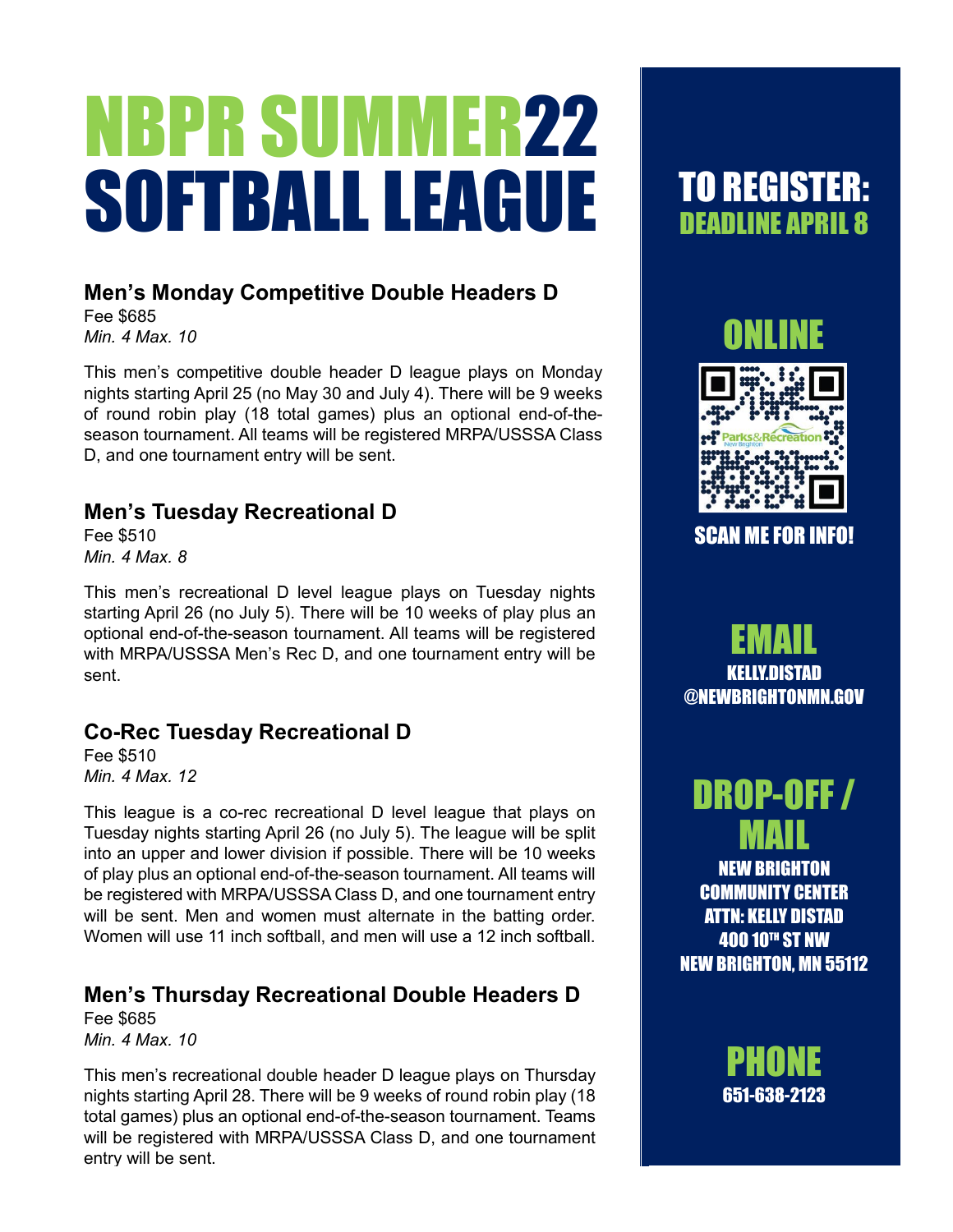# NBPR SUMMER22 SOFTBALL LEAGUE

### Men's Monday Competitive Double Headers D

Fee $685

*Min. 4 Max. 10*

This men's competitive double header D league plays on Monday nights starting April 25 (no May 30 and July 4). There will be 9 weeks of round robin play (18 total games) plus an optional end-of-the-season tournament. All teams will be registered MRPA/USSSA Class D, and one tournament entry will be sent.

### Men's Tuesday Recreational D

Fee $510

*Min. 4 Max. 8*

This men's recreational D level league plays on Tuesday nights starting April 26 (no July 5). There will be 10 weeks of play plus an optional end-of-the-season tournament. All teams will be registered with MRPA/USSSA Men's Rec D, and one tournament entry will be sent.

### Co-Rec Tuesday Recreational D

Fee $510

*Min. 4 Max. 12*

This league is a co-rec recreational D level league that plays on Tuesday nights starting April 26 (no July 5). The league will be split into an upper and lower division if possible. There will be 10 weeks of play plus an optional end-of-the-season tournament. All teams will be registered with MRPA/USSSA Class D, and one tournament entry will be sent. Men and women must alternate in the batting order. Women will use 11 inch softball, and men will use a 12 inch softball.

### Men's Thursday Recreational Double Headers D

Fee $685

*Min. 4 Max. 10*

This men's recreational double header D league plays on Thursday nights starting April 28. There will be 9 weeks of round robin play (18 total games) plus an optional end-of-the-season tournament. Teams will be registered with MRPA/USSSA Class D, and one tournament entry will be sent.

## TO REGISTER:

**DEADLINE APRIL 8**

### ONLINE

SCAN ME FOR INFO!

### EMAIL

KELLY.DISTAD@NEWBRIGHTONMN.GOV

### DROP-OFF / MAIL

NEW BRIGHTON COMMUNITY CENTER
ATTN: KELLY DISTAD
400 10TH ST NW
NEW BRIGHTON, MN 55112

### PHONE

651-638-2123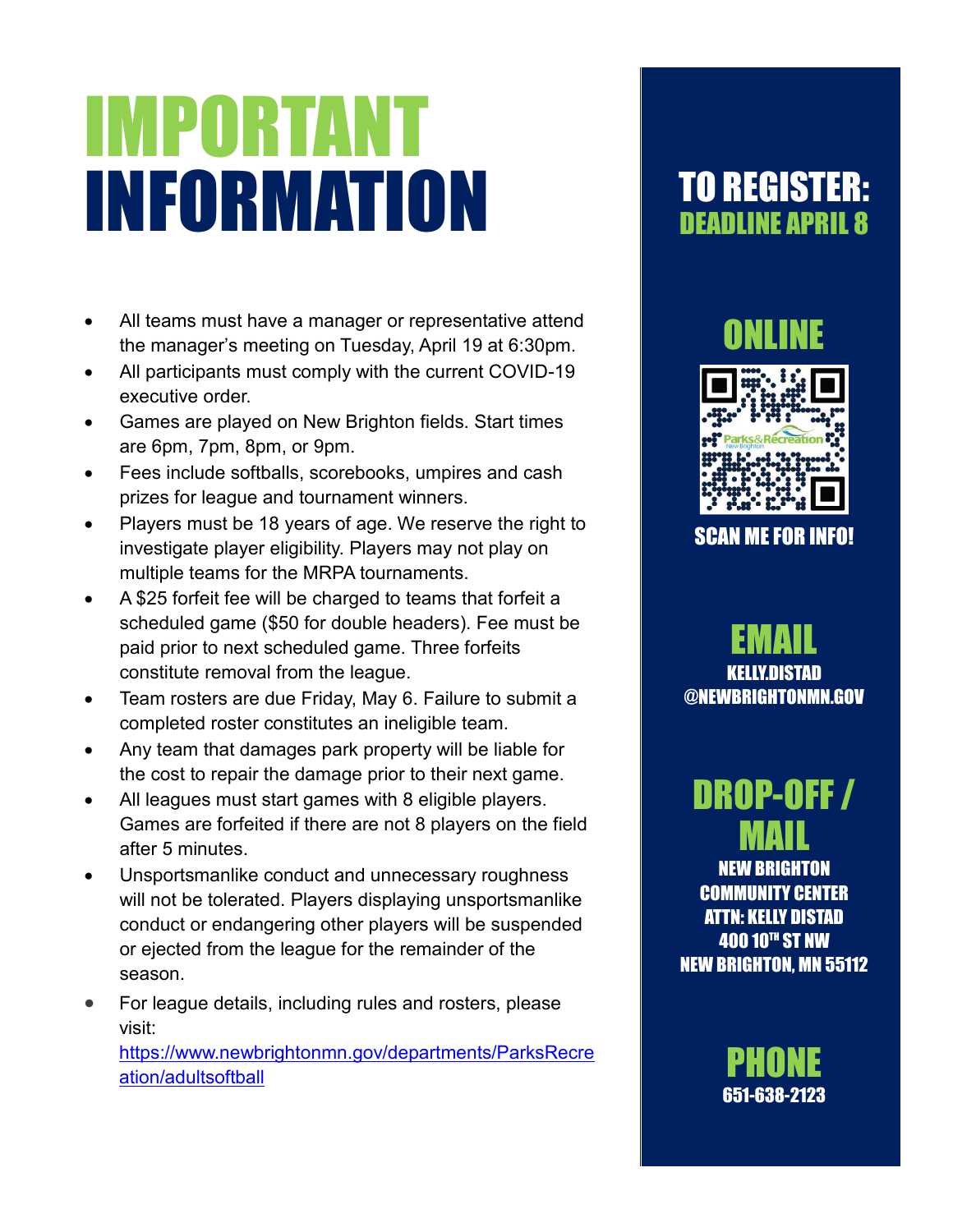# IMPORTANT INFORMATION

- All teams must have a manager or representative attend the manager's meeting on Tuesday, April 19 at 6:30pm.
- All participants must comply with the current COVID-19 executive order.
- Games are played on New Brighton fields. Start times are 6pm, 7pm, 8pm, or 9pm.
- Fees include softballs, scorebooks, umpires and cash prizes for league and tournament winners.
- Players must be 18 years of age. We reserve the right to investigate player eligibility. Players may not play on multiple teams for the MRPA tournaments.
- A $25 forfeit fee will be charged to teams that forfeit a scheduled game ($50 for double headers). Fee must be paid prior to next scheduled game. Three forfeits constitute removal from the league.
- Team rosters are due Friday, May 6. Failure to submit a completed roster constitutes an ineligible team.
- Any team that damages park property will be liable for the cost to repair the damage prior to their next game.
- All leagues must start games with 8 eligible players. Games are forfeited if there are not 8 players on the field after 5 minutes.
- Unsportsmanlike conduct and unnecessary roughness will not be tolerated. Players displaying unsportsmanlike conduct or endangering other players will be suspended or ejected from the league for the remainder of the season.
- For league details, including rules and rosters, please visit: [https://www.newbrightonmn.gov/departments/ParksRecreation/adultsoftball](https://www.newbrightonmn.gov/departments/ParksRecreation/adultsoftball)

## TO REGISTER:

**DEADLINE APRIL 8**

### ONLINE

SCAN ME FOR INFO!

### EMAIL

KELLY.DISTAD@NEWBRIGHTONMN.GOV

### DROP-OFF / MAIL

NEW BRIGHTON COMMUNITY CENTER
ATTN: KELLY DISTAD
400 10TH ST NW
NEW BRIGHTON, MN 55112

### PHONE

651-638-2123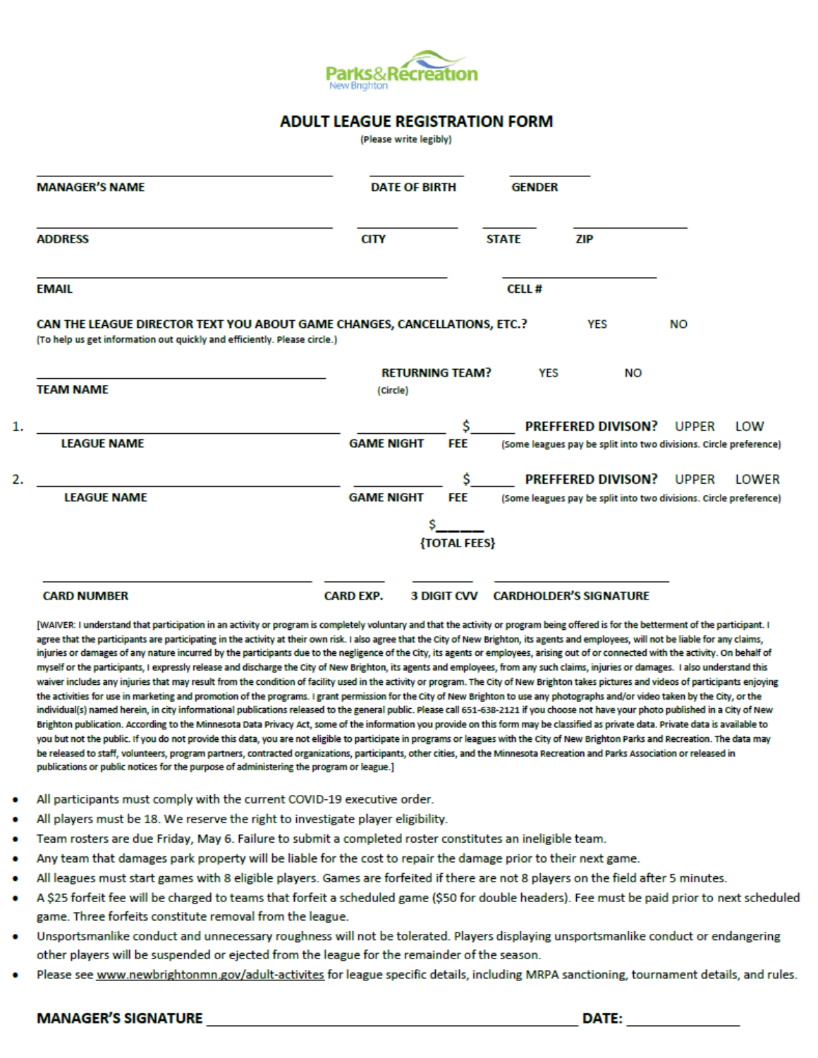Parks&Recreation
New Brighton

# ADULT LEAGUE REGISTRATION FORM

(Please write legibly)

MANAGER'S NAME ______________________ DATE OF BIRTH __________ GENDER __________

ADDRESS ______________________ CITY __________ STATE __________ ZIP __________

EMAIL ______________________ CELL # __________

**CAN THE LEAGUE DIRECTOR TEXT YOU ABOUT GAME CHANGES, CANCELLATIONS, ETC.?** YES NO
(To help us get information out quickly and efficiently. Please circle.)

TEAM NAME ______________________ **RETURNING TEAM?** YES NO (Circle)

1. LEAGUE NAME ______________________ GAME NIGHT __________ FEE $______ **PREFFERED DIVISON?** UPPER LOW (Some leagues pay be split into two divisions. Circle preference)

2. LEAGUE NAME ______________________ GAME NIGHT __________ FEE $______ **PREFFERED DIVISON?** UPPER LOWER (Some leagues pay be split into two divisions. Circle preference)

$______ {TOTAL FEES}

CARD NUMBER ______________________ CARD EXP. __________ 3 DIGIT CVV __________ CARDHOLDER'S SIGNATURE ______________________

[WAIVER: I understand that participation in an activity or program is completely voluntary and that the activity or program being offered is for the betterment of the participant. I agree that the participants are participating in the activity at their own risk. I also agree that the City of New Brighton, its agents and employees, will not be liable for any claims, injuries or damages of any nature incurred by the participants due to the negligence of the City, its agents or employees, arising out of or connected with the activity. On behalf of myself or the participants, I expressly release and discharge the City of New Brighton, its agents and employees, from any such claims, injuries or damages. I also understand this waiver includes any injuries that may result from the condition of facility used in the activity or program. The City of New Brighton takes pictures and videos of participants enjoying the activities for use in marketing and promotion of the programs. I grant permission for the City of New Brighton to use any photographs and/or video taken by the City, or the individual(s) named herein, in city informational publications released to the general public. Please call 651-638-2121 if you choose not have your photo published in a City of New Brighton publication. According to the Minnesota Data Privacy Act, some of the information you provide on this form may be classified as private data. Private data is available to you but not the public. If you do not provide this data, you are not eligible to participate in programs or leagues with the City of New Brighton Parks and Recreation. The data may be released to staff, volunteers, program partners, contracted organizations, participants, other cities, and the Minnesota Recreation and Parks Association or released in publications or public notices for the purpose of administering the program or league.]

- All participants must comply with the current COVID-19 executive order.
- All players must be 18. We reserve the right to investigate player eligibility.
- Team rosters are due Friday, May 6. Failure to submit a completed roster constitutes an ineligible team.
- Any team that damages park property will be liable for the cost to repair the damage prior to their next game.
- All leagues must start games with 8 eligible players. Games are forfeited if there are not 8 players on the field after 5 minutes.
- A $25 forfeit fee will be charged to teams that forfeit a scheduled game ($50 for double headers). Fee must be paid prior to next scheduled game. Three forfeits constitute removal from the league.
- Unsportsmanlike conduct and unnecessary roughness will not be tolerated. Players displaying unsportsmanlike conduct or endangering other players will be suspended or ejected from the league for the remainder of the season.
- Please see www.newbrightonmn.gov/adult-activites for league specific details, including MRPA sanctioning, tournament details, and rules.

**MANAGER'S SIGNATURE** ______________________ **DATE:** __________